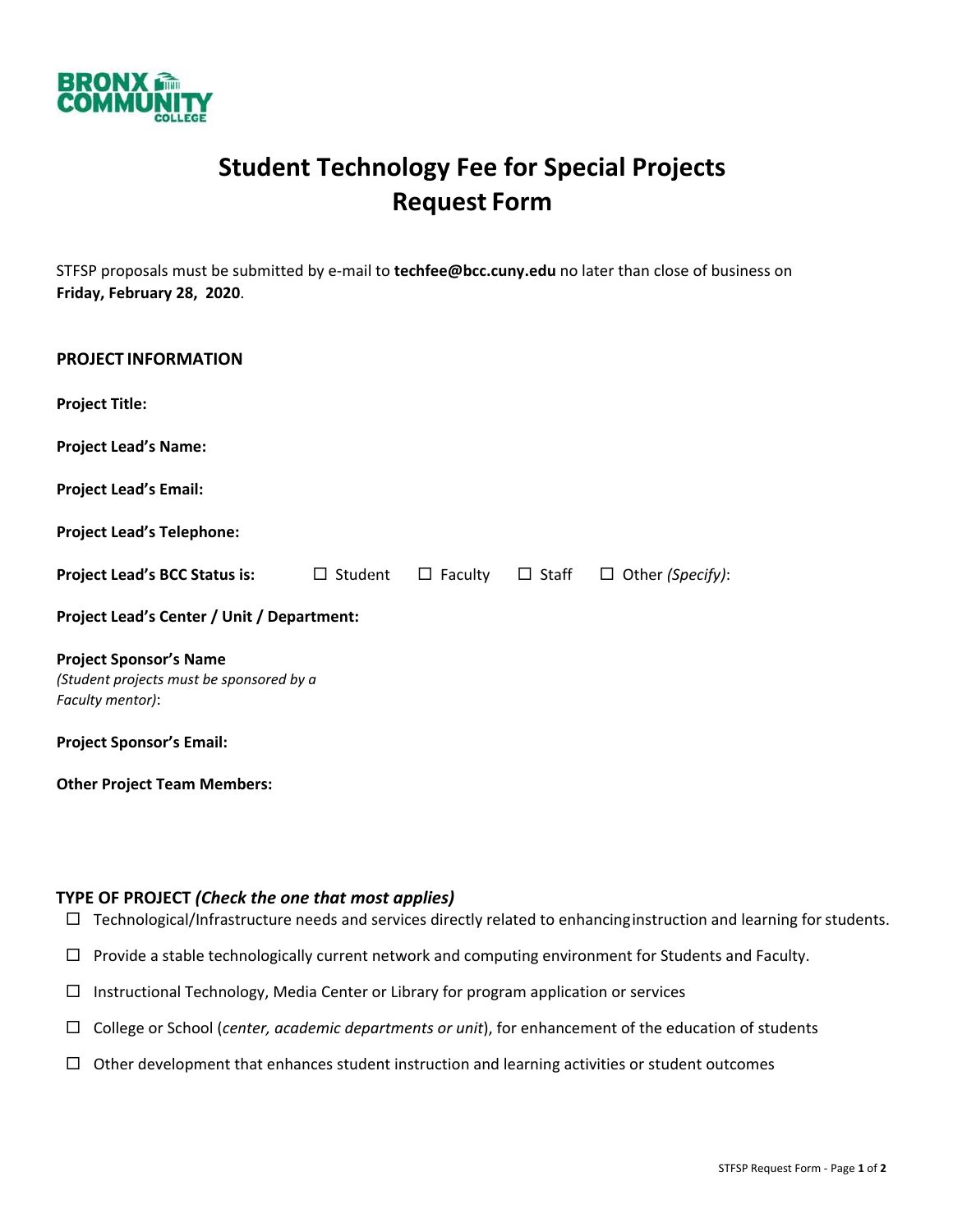BRONX COMMUNITY COLLEGE

# Student Technology Fee for Special Projects
# Request Form

STFSP proposals must be submitted by e-mail to **techfee@bcc.cuny.edu** no later than close of business on **Friday, February 28, 2020**.

## PROJECT INFORMATION

**Project Title:**

**Project Lead's Name:**

**Project Lead's Email:**

**Project Lead's Telephone:**

**Project Lead's BCC Status is:** ☐ Student ☐ Faculty ☐ Staff ☐ Other *(Specify)*:

**Project Lead's Center / Unit / Department:**

**Project Sponsor's Name**
*(Student projects must be sponsored by a Faculty mentor)*:

**Project Sponsor's Email:**

**Other Project Team Members:**

## TYPE OF PROJECT *(Check the one that most applies)*

☐ Technological/Infrastructure needs and services directly related to enhancing instruction and learning for students.

☐ Provide a stable technologically current network and computing environment for Students and Faculty.

☐ Instructional Technology, Media Center or Library for program application or services

☐ College or School (*center, academic departments or unit*), for enhancement of the education of students

☐ Other development that enhances student instruction and learning activities or student outcomes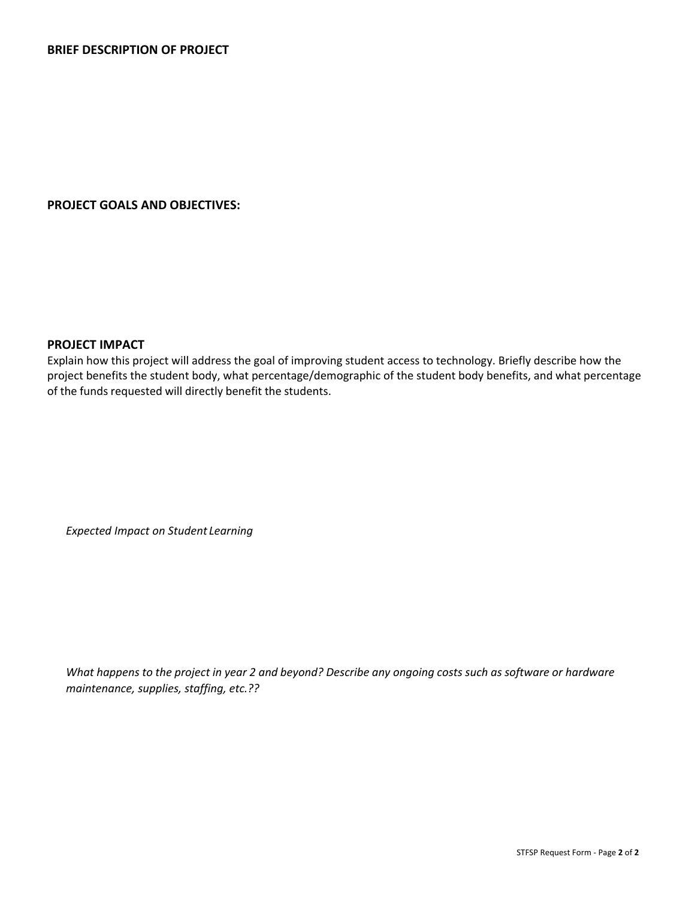## BRIEF DESCRIPTION OF PROJECT

## PROJECT GOALS AND OBJECTIVES:

## PROJECT IMPACT

Explain how this project will address the goal of improving student access to technology. Briefly describe how the project benefits the student body, what percentage/demographic of the student body benefits, and what percentage of the funds requested will directly benefit the students.

*Expected Impact on Student Learning*

*What happens to the project in year 2 and beyond? Describe any ongoing costs such as software or hardware maintenance, supplies, staffing, etc.??*